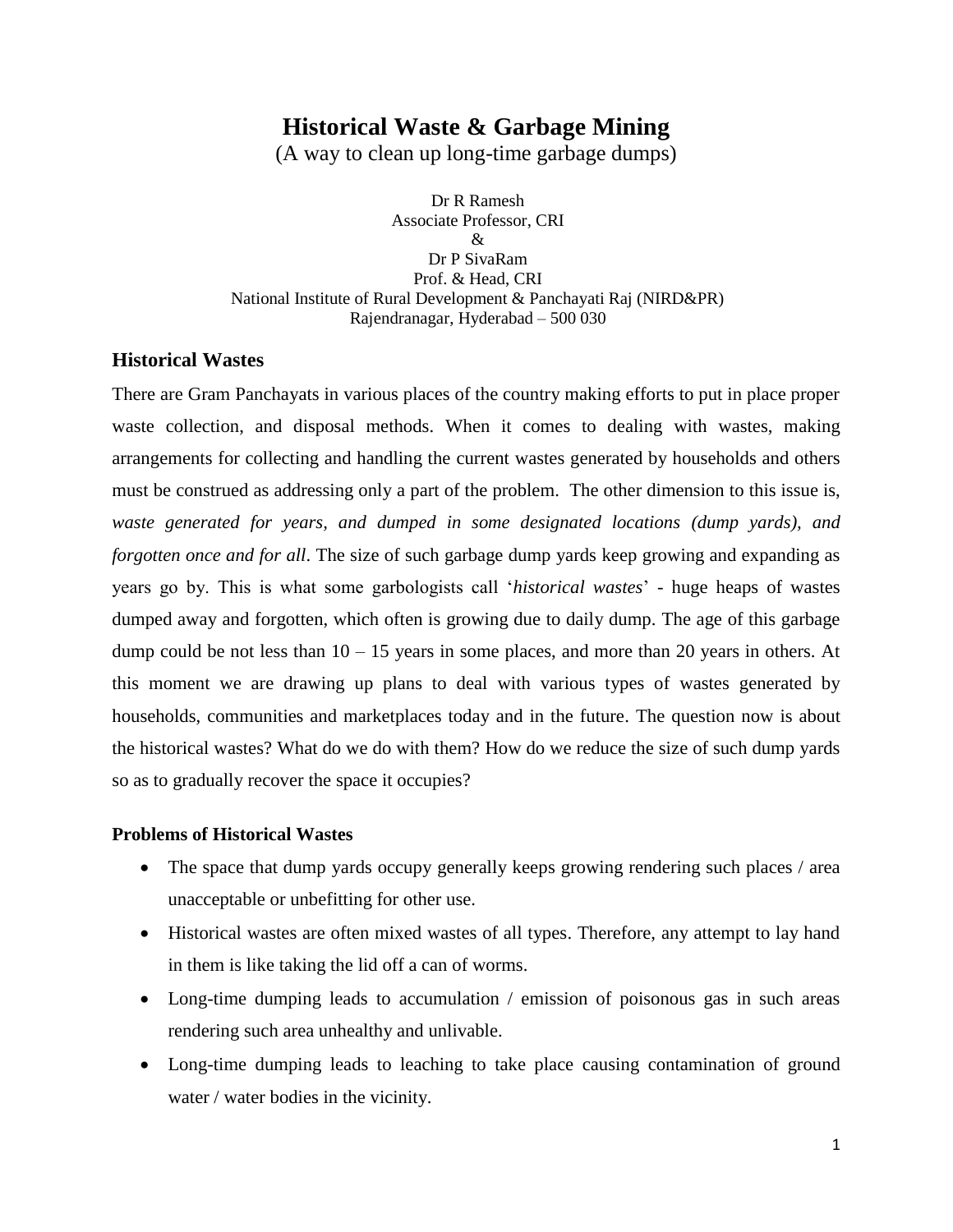# Historical Waste & Garbage Mining

(A way to clean up long-time garbage dumps)

Dr R Ramesh
Associate Professor, CRI
&
Dr P SivaRam
Prof. & Head, CRI
National Institute of Rural Development & Panchayati Raj (NIRD&PR)
Rajendranagar, Hyderabad – 500 030

## Historical Wastes

There are Gram Panchayats in various places of the country making efforts to put in place proper waste collection, and disposal methods. When it comes to dealing with wastes, making arrangements for collecting and handling the current wastes generated by households and others must be construed as addressing only a part of the problem. The other dimension to this issue is, *waste generated for years, and dumped in some designated locations (dump yards), and forgotten once and for all*. The size of such garbage dump yards keep growing and expanding as years go by. This is what some garbologists call '*historical wastes*' - huge heaps of wastes dumped away and forgotten, which often is growing due to daily dump. The age of this garbage dump could be not less than 10 – 15 years in some places, and more than 20 years in others. At this moment we are drawing up plans to deal with various types of wastes generated by households, communities and marketplaces today and in the future. The question now is about the historical wastes? What do we do with them? How do we reduce the size of such dump yards so as to gradually recover the space it occupies?

### Problems of Historical Wastes

- The space that dump yards occupy generally keeps growing rendering such places / area unacceptable or unbefitting for other use.
- Historical wastes are often mixed wastes of all types. Therefore, any attempt to lay hand in them is like taking the lid off a can of worms.
- Long-time dumping leads to accumulation / emission of poisonous gas in such areas rendering such area unhealthy and unlivable.
- Long-time dumping leads to leaching to take place causing contamination of ground water / water bodies in the vicinity.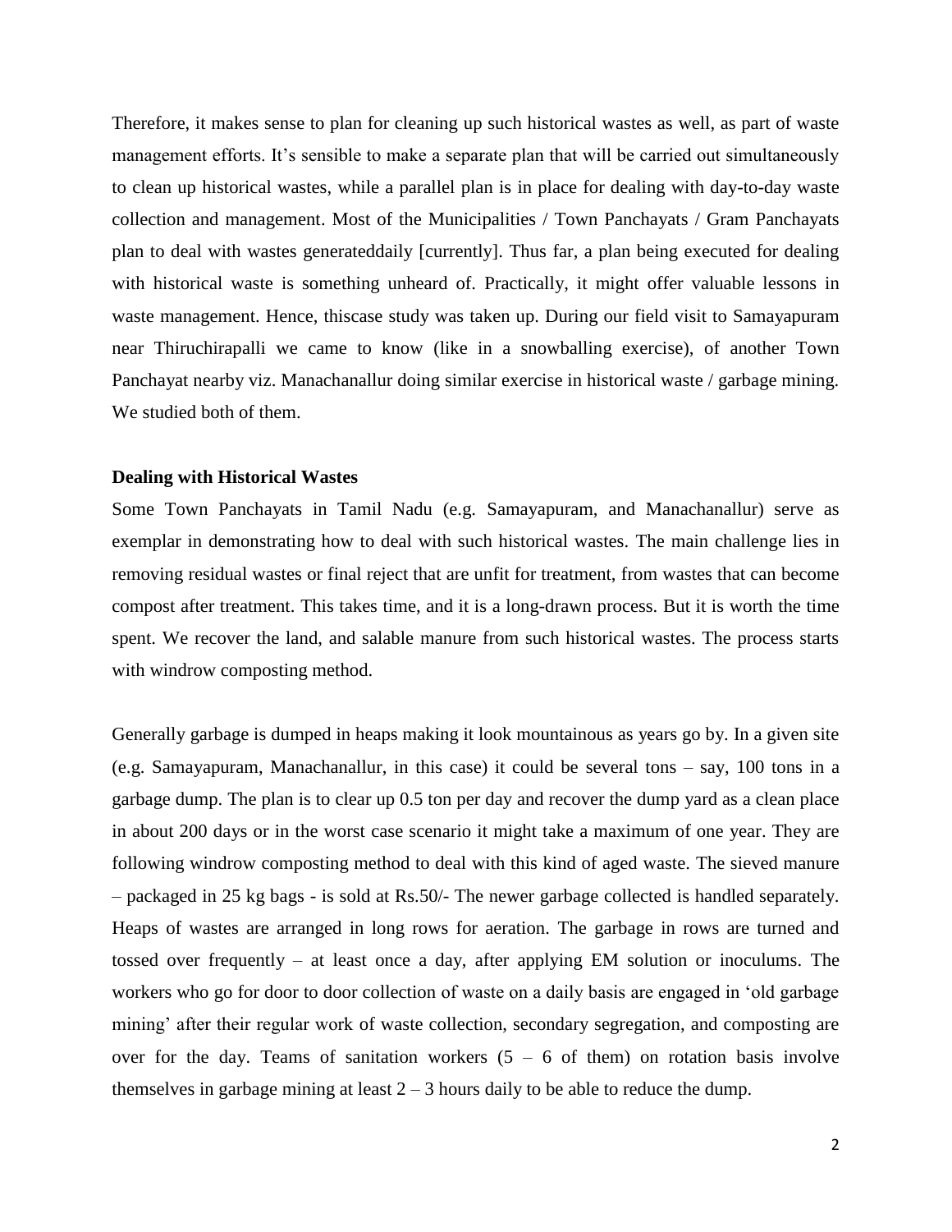Therefore, it makes sense to plan for cleaning up such historical wastes as well, as part of waste management efforts. It's sensible to make a separate plan that will be carried out simultaneously to clean up historical wastes, while a parallel plan is in place for dealing with day-to-day waste collection and management. Most of the Municipalities / Town Panchayats / Gram Panchayats plan to deal with wastes generateddaily [currently]. Thus far, a plan being executed for dealing with historical waste is something unheard of. Practically, it might offer valuable lessons in waste management. Hence, thiscase study was taken up. During our field visit to Samayapuram near Thiruchirapalli we came to know (like in a snowballing exercise), of another Town Panchayat nearby viz. Manachanallur doing similar exercise in historical waste / garbage mining. We studied both of them.

**Dealing with Historical Wastes**

Some Town Panchayats in Tamil Nadu (e.g. Samayapuram, and Manachanallur) serve as exemplar in demonstrating how to deal with such historical wastes. The main challenge lies in removing residual wastes or final reject that are unfit for treatment, from wastes that can become compost after treatment. This takes time, and it is a long-drawn process. But it is worth the time spent. We recover the land, and salable manure from such historical wastes. The process starts with windrow composting method.

Generally garbage is dumped in heaps making it look mountainous as years go by. In a given site (e.g. Samayapuram, Manachanallur, in this case) it could be several tons – say, 100 tons in a garbage dump. The plan is to clear up 0.5 ton per day and recover the dump yard as a clean place in about 200 days or in the worst case scenario it might take a maximum of one year. They are following windrow composting method to deal with this kind of aged waste. The sieved manure – packaged in 25 kg bags - is sold at Rs.50/- The newer garbage collected is handled separately. Heaps of wastes are arranged in long rows for aeration. The garbage in rows are turned and tossed over frequently – at least once a day, after applying EM solution or inoculums. The workers who go for door to door collection of waste on a daily basis are engaged in 'old garbage mining' after their regular work of waste collection, secondary segregation, and composting are over for the day. Teams of sanitation workers (5 – 6 of them) on rotation basis involve themselves in garbage mining at least 2 – 3 hours daily to be able to reduce the dump.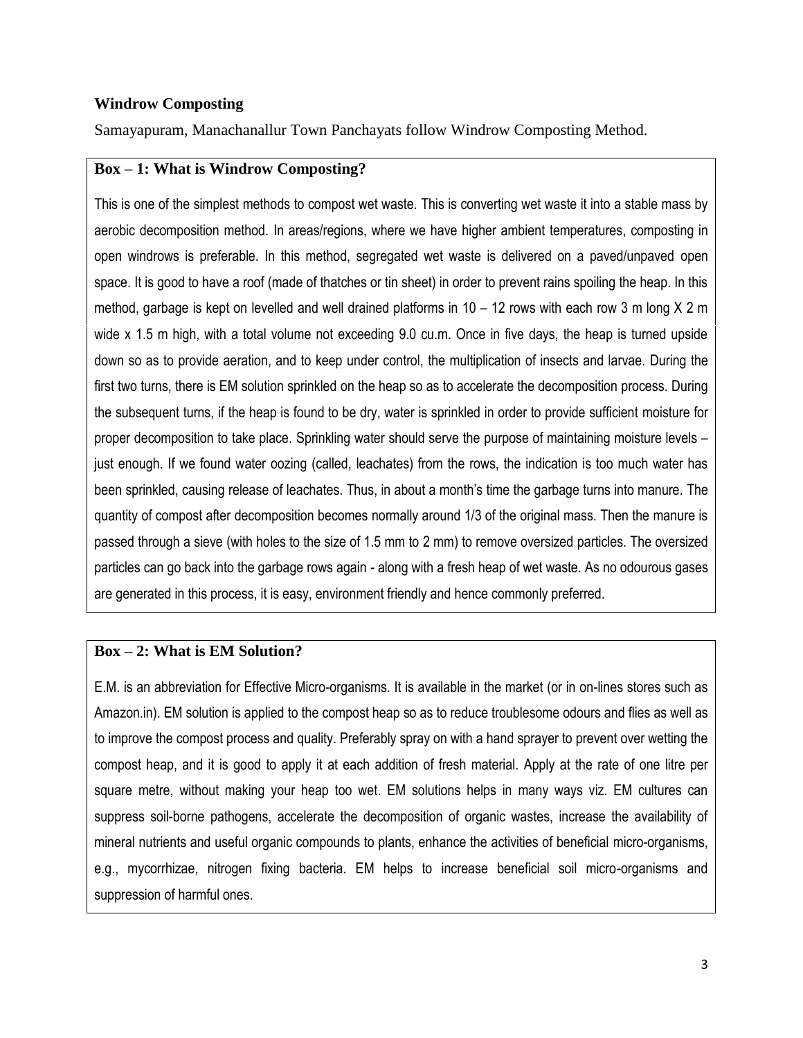## Windrow Composting

Samayapuram, Manachanallur Town Panchayats follow Windrow Composting Method.

### Box – 1: What is Windrow Composting?

This is one of the simplest methods to compost wet waste. This is converting wet waste it into a stable mass by aerobic decomposition method. In areas/regions, where we have higher ambient temperatures, composting in open windrows is preferable. In this method, segregated wet waste is delivered on a paved/unpaved open space. It is good to have a roof (made of thatches or tin sheet) in order to prevent rains spoiling the heap. In this method, garbage is kept on levelled and well drained platforms in 10 – 12 rows with each row 3 m long X 2 m wide x 1.5 m high, with a total volume not exceeding 9.0 cu.m. Once in five days, the heap is turned upside down so as to provide aeration, and to keep under control, the multiplication of insects and larvae. During the first two turns, there is EM solution sprinkled on the heap so as to accelerate the decomposition process. During the subsequent turns, if the heap is found to be dry, water is sprinkled in order to provide sufficient moisture for proper decomposition to take place. Sprinkling water should serve the purpose of maintaining moisture levels – just enough. If we found water oozing (called, leachates) from the rows, the indication is too much water has been sprinkled, causing release of leachates. Thus, in about a month's time the garbage turns into manure. The quantity of compost after decomposition becomes normally around 1/3 of the original mass. Then the manure is passed through a sieve (with holes to the size of 1.5 mm to 2 mm) to remove oversized particles. The oversized particles can go back into the garbage rows again - along with a fresh heap of wet waste. As no odourous gases are generated in this process, it is easy, environment friendly and hence commonly preferred.

### Box – 2: What is EM Solution?

E.M. is an abbreviation for Effective Micro-organisms. It is available in the market (or in on-lines stores such as Amazon.in). EM solution is applied to the compost heap so as to reduce troublesome odours and flies as well as to improve the compost process and quality. Preferably spray on with a hand sprayer to prevent over wetting the compost heap, and it is good to apply it at each addition of fresh material. Apply at the rate of one litre per square metre, without making your heap too wet. EM solutions helps in many ways viz. EM cultures can suppress soil-borne pathogens, accelerate the decomposition of organic wastes, increase the availability of mineral nutrients and useful organic compounds to plants, enhance the activities of beneficial micro-organisms, e.g., mycorrhizae, nitrogen fixing bacteria. EM helps to increase beneficial soil micro-organisms and suppression of harmful ones.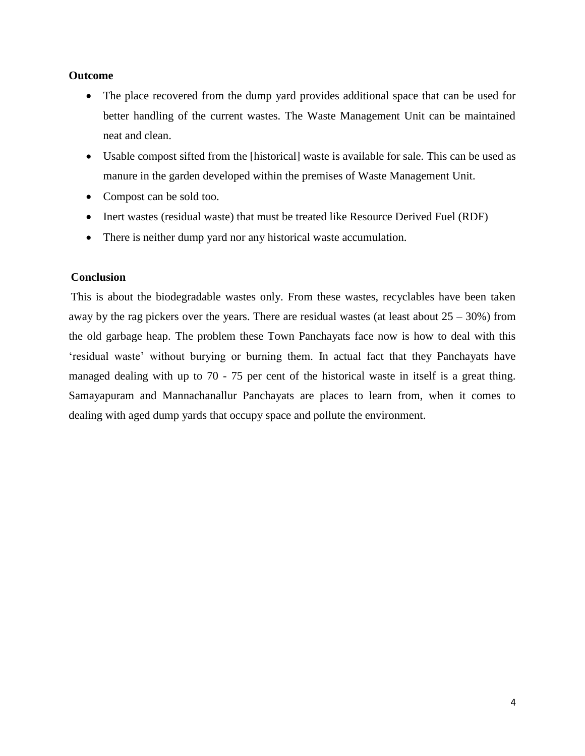**Outcome**

- The place recovered from the dump yard provides additional space that can be used for better handling of the current wastes. The Waste Management Unit can be maintained neat and clean.
- Usable compost sifted from the [historical] waste is available for sale. This can be used as manure in the garden developed within the premises of Waste Management Unit.
- Compost can be sold too.
- Inert wastes (residual waste) that must be treated like Resource Derived Fuel (RDF)
- There is neither dump yard nor any historical waste accumulation.

**Conclusion**

This is about the biodegradable wastes only. From these wastes, recyclables have been taken away by the rag pickers over the years. There are residual wastes (at least about 25 – 30%) from the old garbage heap. The problem these Town Panchayats face now is how to deal with this 'residual waste' without burying or burning them. In actual fact that they Panchayats have managed dealing with up to 70 - 75 per cent of the historical waste in itself is a great thing. Samayapuram and Mannachanallur Panchayats are places to learn from, when it comes to dealing with aged dump yards that occupy space and pollute the environment.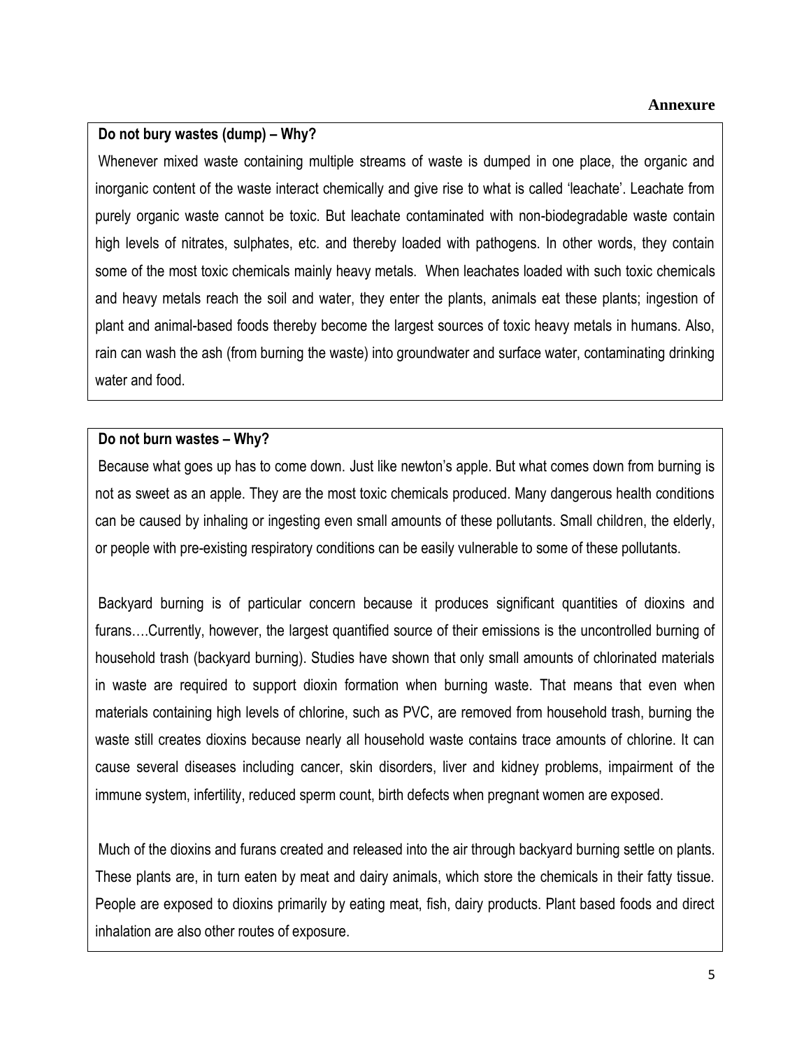**Annexure**

**Do not bury wastes (dump) – Why?**

Whenever mixed waste containing multiple streams of waste is dumped in one place, the organic and inorganic content of the waste interact chemically and give rise to what is called 'leachate'. Leachate from purely organic waste cannot be toxic. But leachate contaminated with non-biodegradable waste contain high levels of nitrates, sulphates, etc. and thereby loaded with pathogens. In other words, they contain some of the most toxic chemicals mainly heavy metals. When leachates loaded with such toxic chemicals and heavy metals reach the soil and water, they enter the plants, animals eat these plants; ingestion of plant and animal-based foods thereby become the largest sources of toxic heavy metals in humans. Also, rain can wash the ash (from burning the waste) into groundwater and surface water, contaminating drinking water and food.

**Do not burn wastes – Why?**

Because what goes up has to come down. Just like newton's apple. But what comes down from burning is not as sweet as an apple. They are the most toxic chemicals produced. Many dangerous health conditions can be caused by inhaling or ingesting even small amounts of these pollutants. Small children, the elderly, or people with pre-existing respiratory conditions can be easily vulnerable to some of these pollutants.

Backyard burning is of particular concern because it produces significant quantities of dioxins and furans….Currently, however, the largest quantified source of their emissions is the uncontrolled burning of household trash (backyard burning). Studies have shown that only small amounts of chlorinated materials in waste are required to support dioxin formation when burning waste. That means that even when materials containing high levels of chlorine, such as PVC, are removed from household trash, burning the waste still creates dioxins because nearly all household waste contains trace amounts of chlorine. It can cause several diseases including cancer, skin disorders, liver and kidney problems, impairment of the immune system, infertility, reduced sperm count, birth defects when pregnant women are exposed.

Much of the dioxins and furans created and released into the air through backyard burning settle on plants. These plants are, in turn eaten by meat and dairy animals, which store the chemicals in their fatty tissue. People are exposed to dioxins primarily by eating meat, fish, dairy products. Plant based foods and direct inhalation are also other routes of exposure.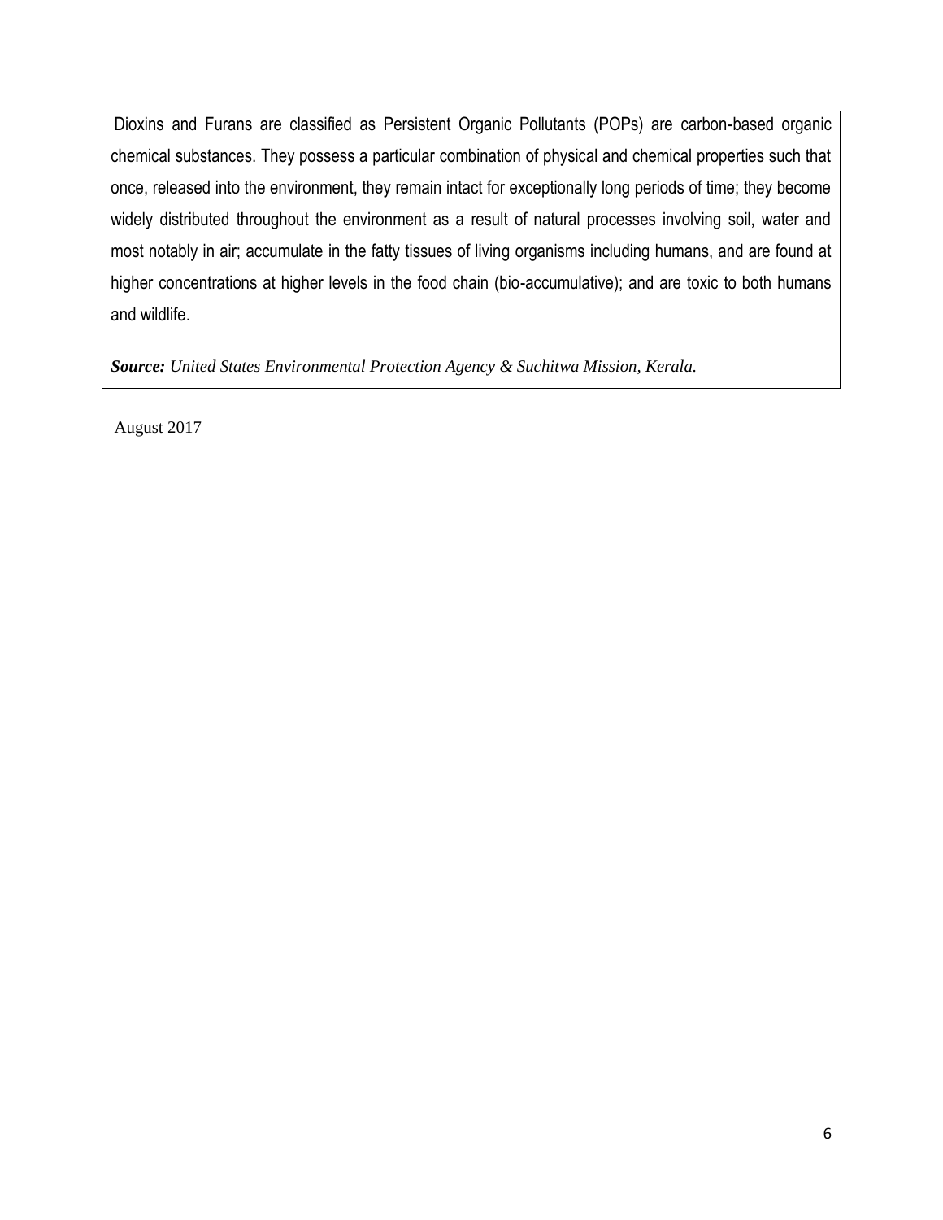Dioxins and Furans are classified as Persistent Organic Pollutants (POPs) are carbon-based organic chemical substances. They possess a particular combination of physical and chemical properties such that once, released into the environment, they remain intact for exceptionally long periods of time; they become widely distributed throughout the environment as a result of natural processes involving soil, water and most notably in air; accumulate in the fatty tissues of living organisms including humans, and are found at higher concentrations at higher levels in the food chain (bio-accumulative); and are toxic to both humans and wildlife.

***Source:*** *United States Environmental Protection Agency & Suchitwa Mission, Kerala.*

August 2017